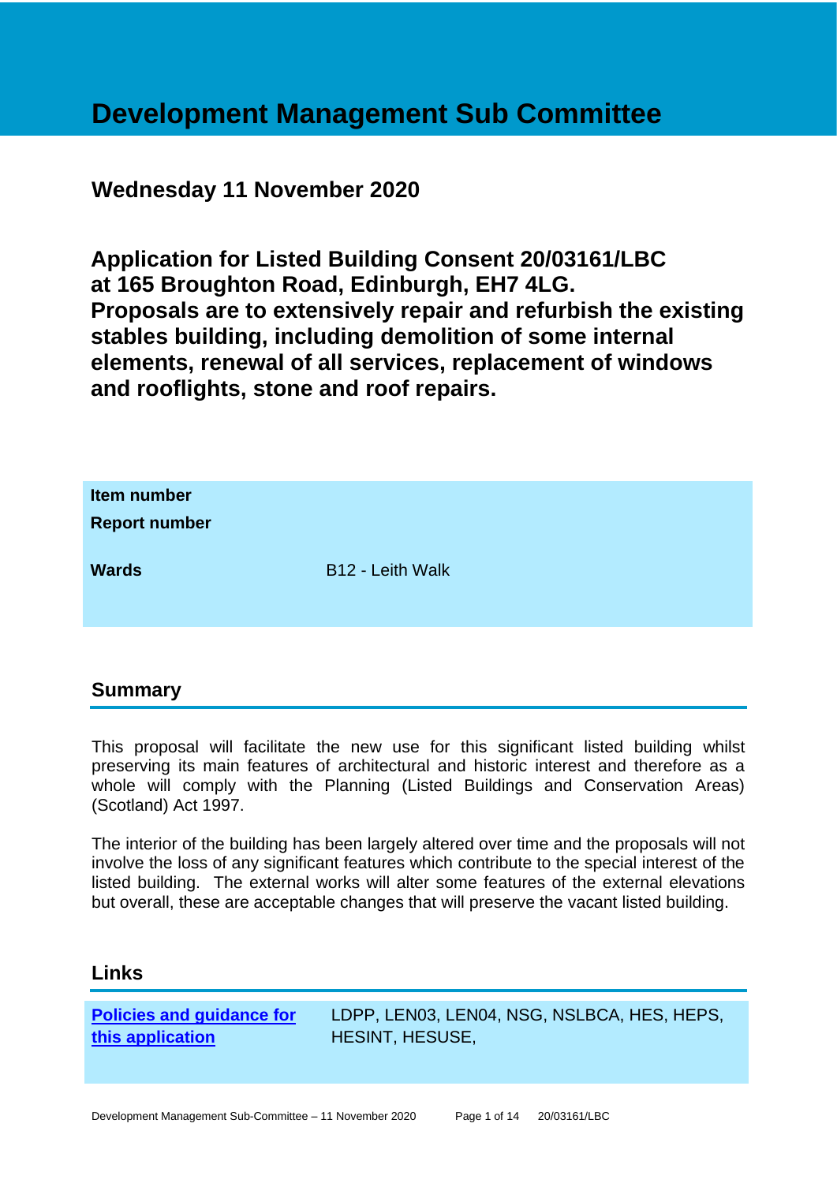# Development Management Sub Committee

## Wednesday 11 November 2020

## Application for Listed Building Consent 20/03161/LBC at 165 Broughton Road, Edinburgh, EH7 4LG. Proposals are to extensively repair and refurbish the existing stables building, including demolition of some internal elements, renewal of all services, replacement of windows and rooflights, stone and roof repairs.

| | |
|---|---|
| **Item number** | |
| **Report number** | |
| **Wards** | B12 - Leith Walk |

## Summary

This proposal will facilitate the new use for this significant listed building whilst preserving its main features of architectural and historic interest and therefore as a whole will comply with the Planning (Listed Buildings and Conservation Areas) (Scotland) Act 1997.

The interior of the building has been largely altered over time and the proposals will not involve the loss of any significant features which contribute to the special interest of the listed building. The external works will alter some features of the external elevations but overall, these are acceptable changes that will preserve the vacant listed building.

## Links

| | |
|---|---|
| **Policies and guidance for this application** | LDPP, LEN03, LEN04, NSG, NSLBCA, HES, HEPS, HESINT, HESUSE, |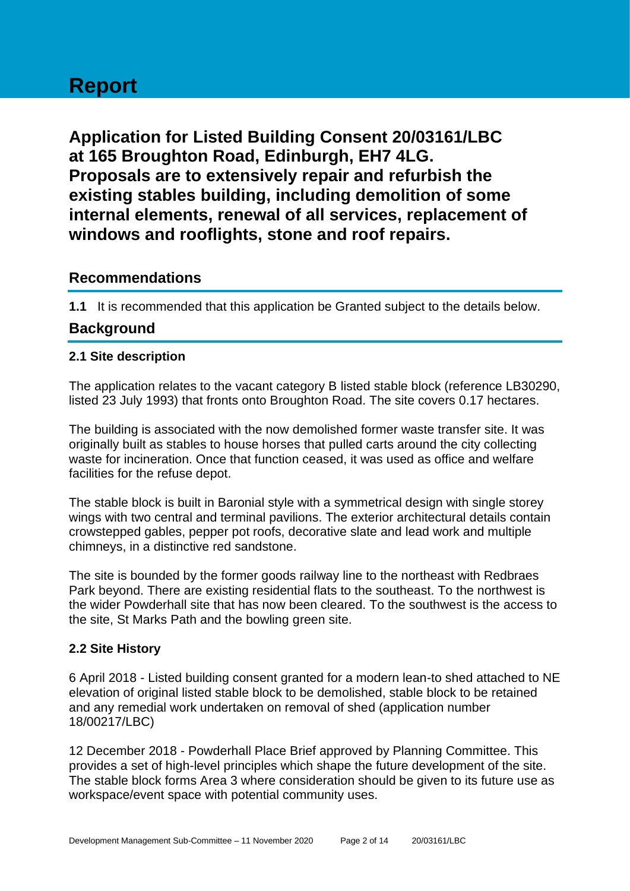# Report

## Application for Listed Building Consent 20/03161/LBC at 165 Broughton Road, Edinburgh, EH7 4LG. Proposals are to extensively repair and refurbish the existing stables building, including demolition of some internal elements, renewal of all services, replacement of windows and rooflights, stone and roof repairs.

## Recommendations

**1.1** It is recommended that this application be Granted subject to the details below.

## Background

### 2.1 Site description

The application relates to the vacant category B listed stable block (reference LB30290, listed 23 July 1993) that fronts onto Broughton Road. The site covers 0.17 hectares.

The building is associated with the now demolished former waste transfer site. It was originally built as stables to house horses that pulled carts around the city collecting waste for incineration. Once that function ceased, it was used as office and welfare facilities for the refuse depot.

The stable block is built in Baronial style with a symmetrical design with single storey wings with two central and terminal pavilions. The exterior architectural details contain crowstepped gables, pepper pot roofs, decorative slate and lead work and multiple chimneys, in a distinctive red sandstone.

The site is bounded by the former goods railway line to the northeast with Redbraes Park beyond. There are existing residential flats to the southeast. To the northwest is the wider Powderhall site that has now been cleared. To the southwest is the access to the site, St Marks Path and the bowling green site.

### 2.2 Site History

6 April 2018 - Listed building consent granted for a modern lean-to shed attached to NE elevation of original listed stable block to be demolished, stable block to be retained and any remedial work undertaken on removal of shed (application number 18/00217/LBC)

12 December 2018 - Powderhall Place Brief approved by Planning Committee. This provides a set of high-level principles which shape the future development of the site. The stable block forms Area 3 where consideration should be given to its future use as workspace/event space with potential community uses.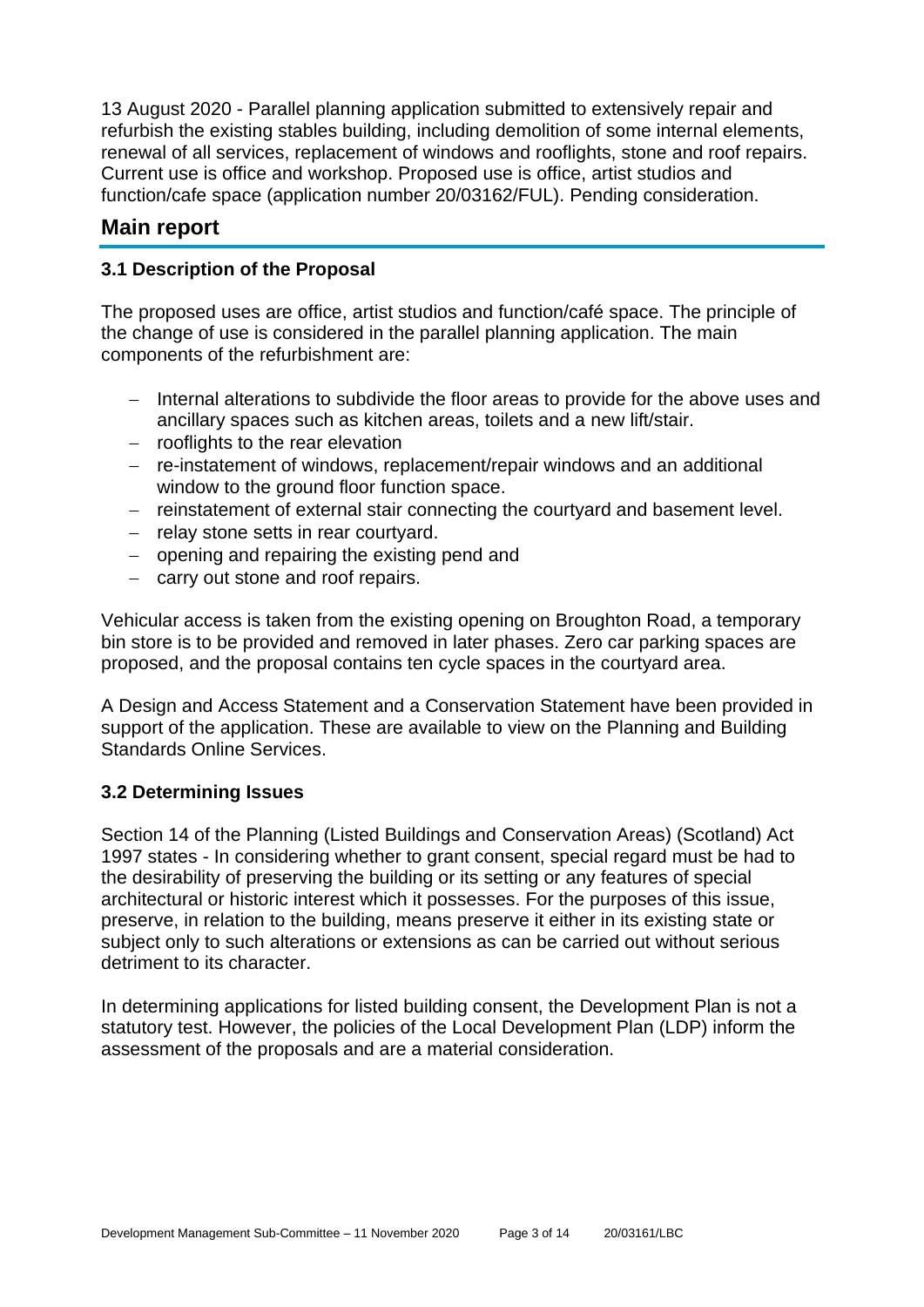13 August 2020 - Parallel planning application submitted to extensively repair and refurbish the existing stables building, including demolition of some internal elements, renewal of all services, replacement of windows and rooflights, stone and roof repairs. Current use is office and workshop. Proposed use is office, artist studios and function/cafe space (application number 20/03162/FUL). Pending consideration.

## Main report

### 3.1 Description of the Proposal

The proposed uses are office, artist studios and function/café space. The principle of the change of use is considered in the parallel planning application. The main components of the refurbishment are:

- Internal alterations to subdivide the floor areas to provide for the above uses and ancillary spaces such as kitchen areas, toilets and a new lift/stair.
- rooflights to the rear elevation
- re-instatement of windows, replacement/repair windows and an additional window to the ground floor function space.
- reinstatement of external stair connecting the courtyard and basement level.
- relay stone setts in rear courtyard.
- opening and repairing the existing pend and
- carry out stone and roof repairs.

Vehicular access is taken from the existing opening on Broughton Road, a temporary bin store is to be provided and removed in later phases. Zero car parking spaces are proposed, and the proposal contains ten cycle spaces in the courtyard area.

A Design and Access Statement and a Conservation Statement have been provided in support of the application. These are available to view on the Planning and Building Standards Online Services.

### 3.2 Determining Issues

Section 14 of the Planning (Listed Buildings and Conservation Areas) (Scotland) Act 1997 states - In considering whether to grant consent, special regard must be had to the desirability of preserving the building or its setting or any features of special architectural or historic interest which it possesses. For the purposes of this issue, preserve, in relation to the building, means preserve it either in its existing state or subject only to such alterations or extensions as can be carried out without serious detriment to its character.

In determining applications for listed building consent, the Development Plan is not a statutory test. However, the policies of the Local Development Plan (LDP) inform the assessment of the proposals and are a material consideration.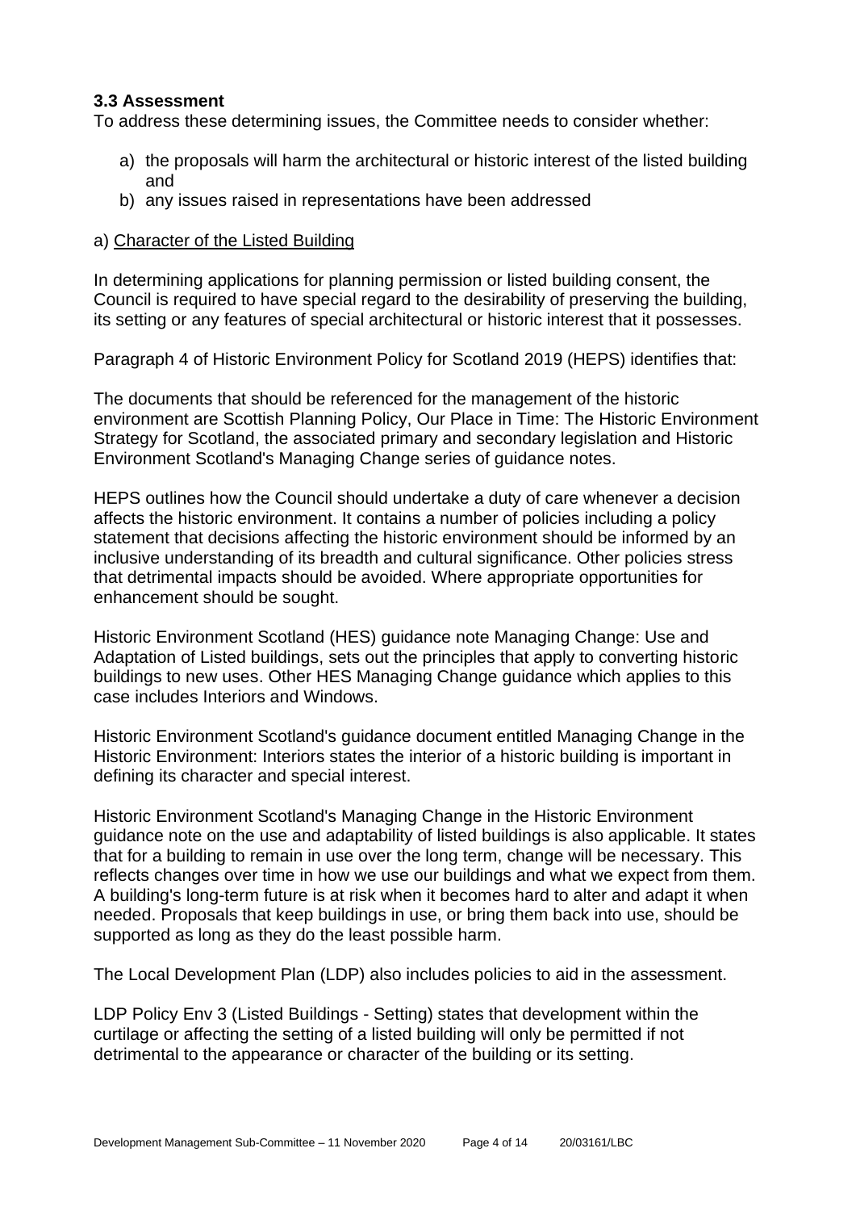### 3.3 Assessment

To address these determining issues, the Committee needs to consider whether:

a) the proposals will harm the architectural or historic interest of the listed building and
b) any issues raised in representations have been addressed

a) Character of the Listed Building

In determining applications for planning permission or listed building consent, the Council is required to have special regard to the desirability of preserving the building, its setting or any features of special architectural or historic interest that it possesses.

Paragraph 4 of Historic Environment Policy for Scotland 2019 (HEPS) identifies that:

The documents that should be referenced for the management of the historic environment are Scottish Planning Policy, Our Place in Time: The Historic Environment Strategy for Scotland, the associated primary and secondary legislation and Historic Environment Scotland's Managing Change series of guidance notes.

HEPS outlines how the Council should undertake a duty of care whenever a decision affects the historic environment. It contains a number of policies including a policy statement that decisions affecting the historic environment should be informed by an inclusive understanding of its breadth and cultural significance. Other policies stress that detrimental impacts should be avoided. Where appropriate opportunities for enhancement should be sought.

Historic Environment Scotland (HES) guidance note Managing Change: Use and Adaptation of Listed buildings, sets out the principles that apply to converting historic buildings to new uses. Other HES Managing Change guidance which applies to this case includes Interiors and Windows.

Historic Environment Scotland's guidance document entitled Managing Change in the Historic Environment: Interiors states the interior of a historic building is important in defining its character and special interest.

Historic Environment Scotland's Managing Change in the Historic Environment guidance note on the use and adaptability of listed buildings is also applicable. It states that for a building to remain in use over the long term, change will be necessary. This reflects changes over time in how we use our buildings and what we expect from them. A building's long-term future is at risk when it becomes hard to alter and adapt it when needed. Proposals that keep buildings in use, or bring them back into use, should be supported as long as they do the least possible harm.

The Local Development Plan (LDP) also includes policies to aid in the assessment.

LDP Policy Env 3 (Listed Buildings - Setting) states that development within the curtilage or affecting the setting of a listed building will only be permitted if not detrimental to the appearance or character of the building or its setting.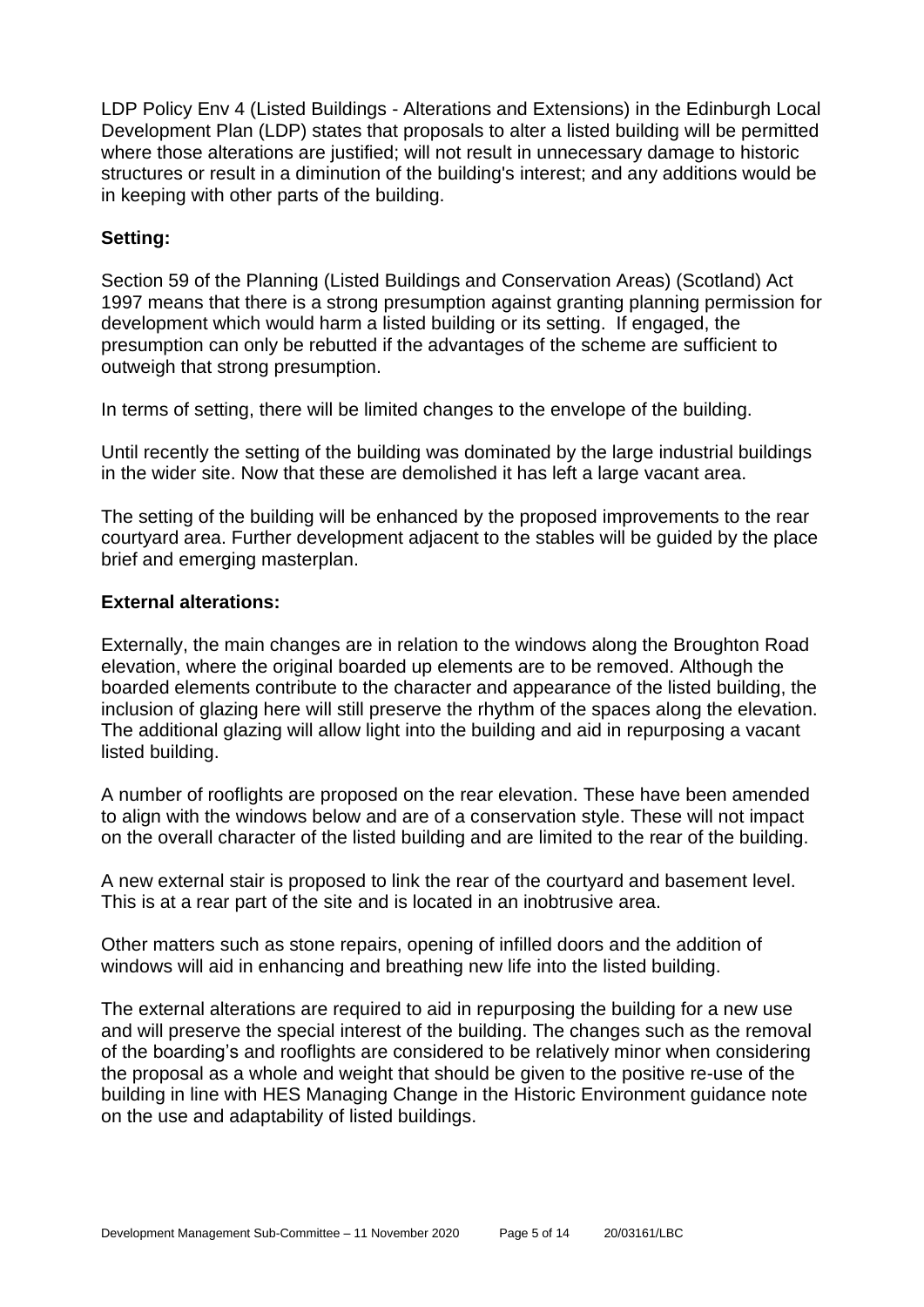LDP Policy Env 4 (Listed Buildings - Alterations and Extensions) in the Edinburgh Local Development Plan (LDP) states that proposals to alter a listed building will be permitted where those alterations are justified; will not result in unnecessary damage to historic structures or result in a diminution of the building's interest; and any additions would be in keeping with other parts of the building.

**Setting:**

Section 59 of the Planning (Listed Buildings and Conservation Areas) (Scotland) Act 1997 means that there is a strong presumption against granting planning permission for development which would harm a listed building or its setting. If engaged, the presumption can only be rebutted if the advantages of the scheme are sufficient to outweigh that strong presumption.

In terms of setting, there will be limited changes to the envelope of the building.

Until recently the setting of the building was dominated by the large industrial buildings in the wider site. Now that these are demolished it has left a large vacant area.

The setting of the building will be enhanced by the proposed improvements to the rear courtyard area. Further development adjacent to the stables will be guided by the place brief and emerging masterplan.

**External alterations:**

Externally, the main changes are in relation to the windows along the Broughton Road elevation, where the original boarded up elements are to be removed. Although the boarded elements contribute to the character and appearance of the listed building, the inclusion of glazing here will still preserve the rhythm of the spaces along the elevation. The additional glazing will allow light into the building and aid in repurposing a vacant listed building.

A number of rooflights are proposed on the rear elevation. These have been amended to align with the windows below and are of a conservation style. These will not impact on the overall character of the listed building and are limited to the rear of the building.

A new external stair is proposed to link the rear of the courtyard and basement level. This is at a rear part of the site and is located in an inobtrusive area.

Other matters such as stone repairs, opening of infilled doors and the addition of windows will aid in enhancing and breathing new life into the listed building.

The external alterations are required to aid in repurposing the building for a new use and will preserve the special interest of the building. The changes such as the removal of the boarding's and rooflights are considered to be relatively minor when considering the proposal as a whole and weight that should be given to the positive re-use of the building in line with HES Managing Change in the Historic Environment guidance note on the use and adaptability of listed buildings.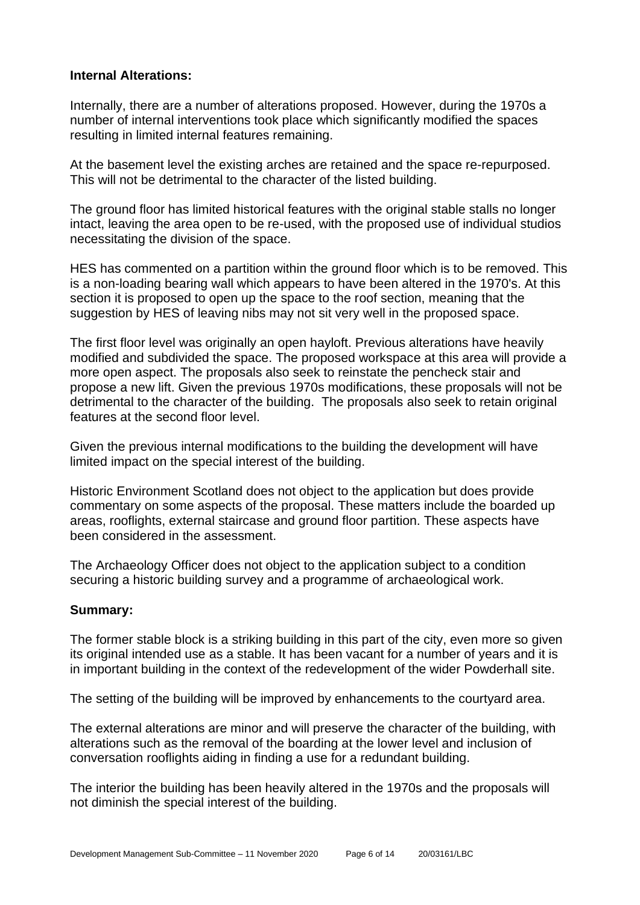**Internal Alterations:**

Internally, there are a number of alterations proposed. However, during the 1970s a number of internal interventions took place which significantly modified the spaces resulting in limited internal features remaining.

At the basement level the existing arches are retained and the space re-repurposed. This will not be detrimental to the character of the listed building.

The ground floor has limited historical features with the original stable stalls no longer intact, leaving the area open to be re-used, with the proposed use of individual studios necessitating the division of the space.

HES has commented on a partition within the ground floor which is to be removed. This is a non-loading bearing wall which appears to have been altered in the 1970's. At this section it is proposed to open up the space to the roof section, meaning that the suggestion by HES of leaving nibs may not sit very well in the proposed space.

The first floor level was originally an open hayloft. Previous alterations have heavily modified and subdivided the space. The proposed workspace at this area will provide a more open aspect. The proposals also seek to reinstate the pencheck stair and propose a new lift. Given the previous 1970s modifications, these proposals will not be detrimental to the character of the building. The proposals also seek to retain original features at the second floor level.

Given the previous internal modifications to the building the development will have limited impact on the special interest of the building.

Historic Environment Scotland does not object to the application but does provide commentary on some aspects of the proposal. These matters include the boarded up areas, rooflights, external staircase and ground floor partition. These aspects have been considered in the assessment.

The Archaeology Officer does not object to the application subject to a condition securing a historic building survey and a programme of archaeological work.

**Summary:**

The former stable block is a striking building in this part of the city, even more so given its original intended use as a stable. It has been vacant for a number of years and it is in important building in the context of the redevelopment of the wider Powderhall site.

The setting of the building will be improved by enhancements to the courtyard area.

The external alterations are minor and will preserve the character of the building, with alterations such as the removal of the boarding at the lower level and inclusion of conversation rooflights aiding in finding a use for a redundant building.

The interior the building has been heavily altered in the 1970s and the proposals will not diminish the special interest of the building.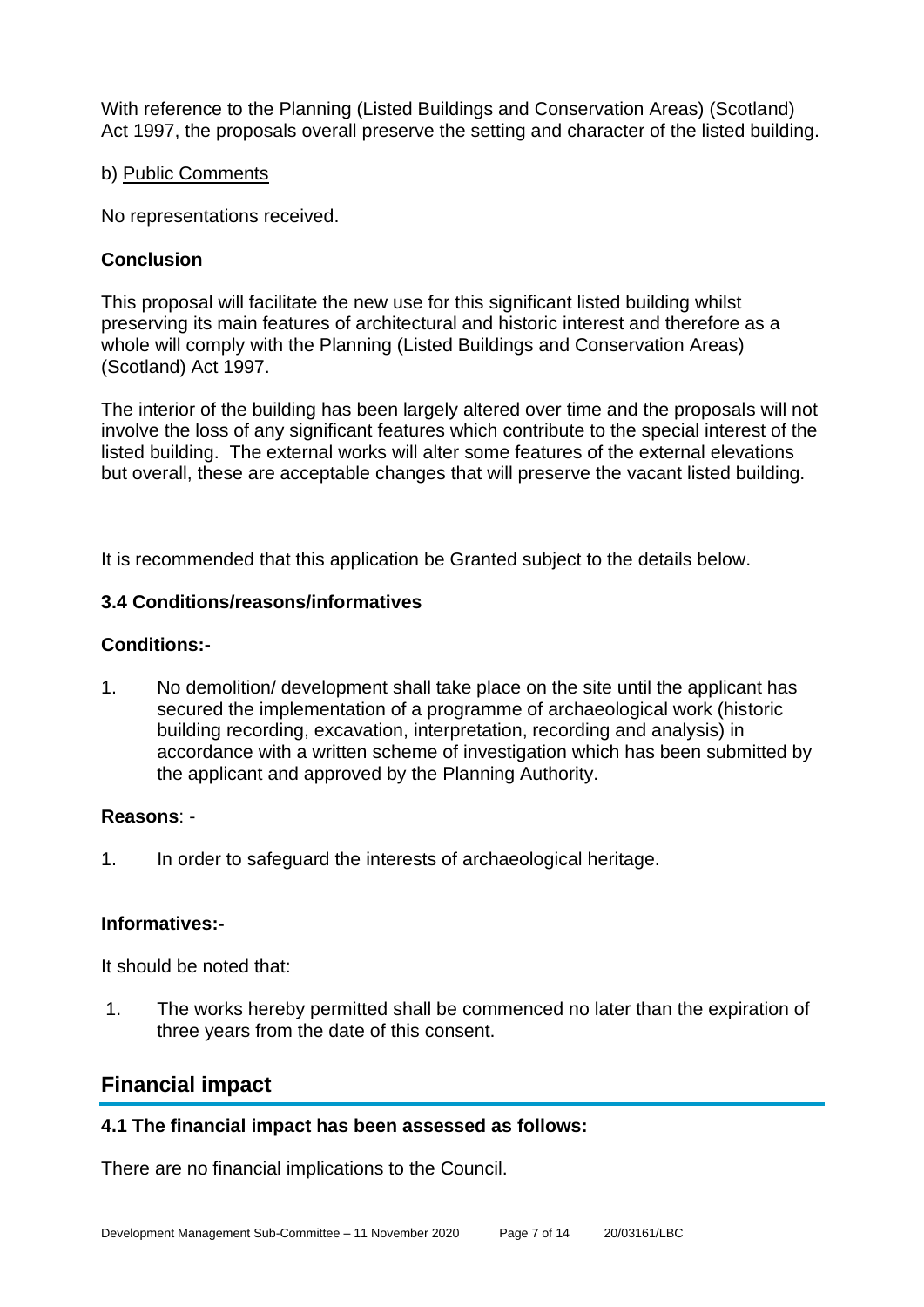With reference to the Planning (Listed Buildings and Conservation Areas) (Scotland) Act 1997, the proposals overall preserve the setting and character of the listed building.

b) Public Comments

No representations received.

**Conclusion**

This proposal will facilitate the new use for this significant listed building whilst preserving its main features of architectural and historic interest and therefore as a whole will comply with the Planning (Listed Buildings and Conservation Areas) (Scotland) Act 1997.

The interior of the building has been largely altered over time and the proposals will not involve the loss of any significant features which contribute to the special interest of the listed building. The external works will alter some features of the external elevations but overall, these are acceptable changes that will preserve the vacant listed building.

It is recommended that this application be Granted subject to the details below.

**3.4 Conditions/reasons/informatives**

**Conditions:-**

1. No demolition/ development shall take place on the site until the applicant has secured the implementation of a programme of archaeological work (historic building recording, excavation, interpretation, recording and analysis) in accordance with a written scheme of investigation which has been submitted by the applicant and approved by the Planning Authority.

**Reasons**: -

1. In order to safeguard the interests of archaeological heritage.

**Informatives:-**

It should be noted that:

1. The works hereby permitted shall be commenced no later than the expiration of three years from the date of this consent.

## Financial impact

**4.1 The financial impact has been assessed as follows:**

There are no financial implications to the Council.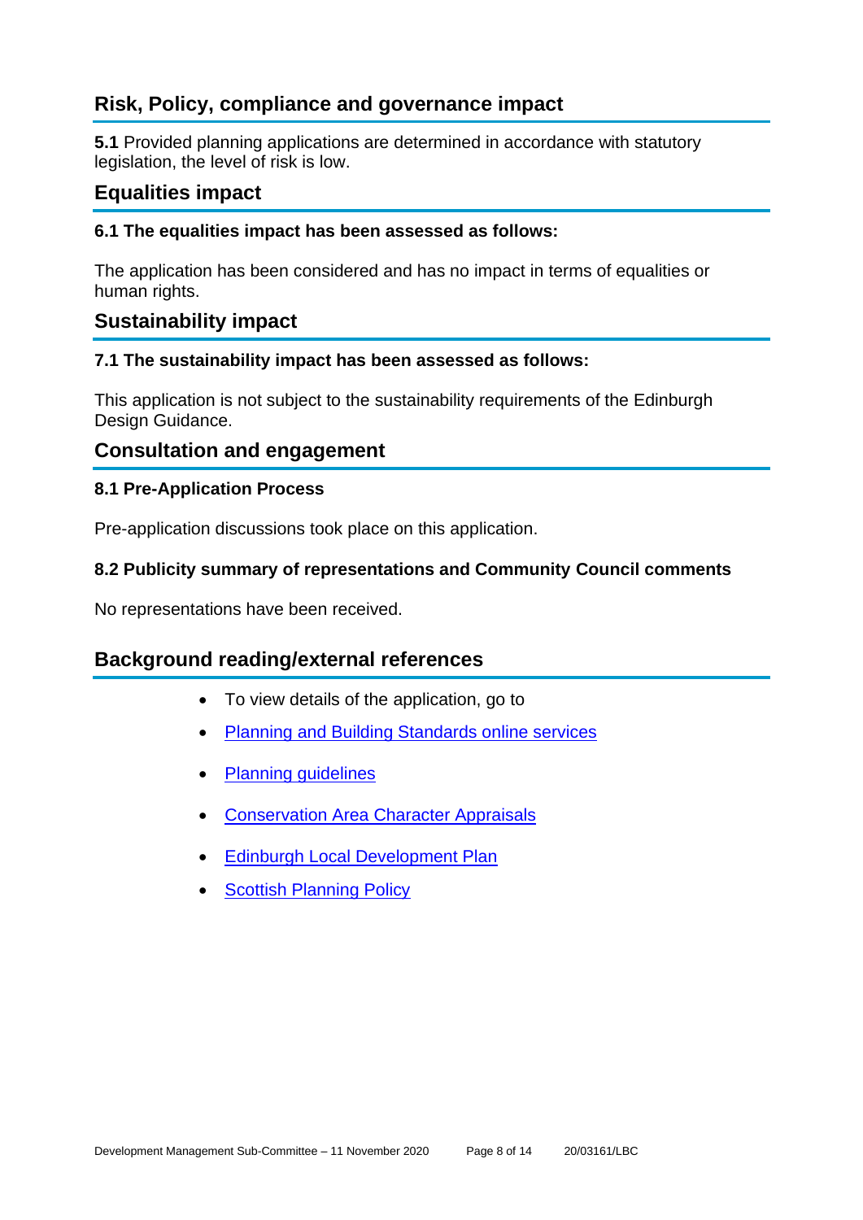## Risk, Policy, compliance and governance impact

**5.1** Provided planning applications are determined in accordance with statutory legislation, the level of risk is low.

## Equalities impact

### 6.1 The equalities impact has been assessed as follows:

The application has been considered and has no impact in terms of equalities or human rights.

## Sustainability impact

### 7.1 The sustainability impact has been assessed as follows:

This application is not subject to the sustainability requirements of the Edinburgh Design Guidance.

## Consultation and engagement

### 8.1 Pre-Application Process

Pre-application discussions took place on this application.

### 8.2 Publicity summary of representations and Community Council comments

No representations have been received.

## Background reading/external references

- To view details of the application, go to
- Planning and Building Standards online services
- Planning guidelines
- Conservation Area Character Appraisals
- Edinburgh Local Development Plan
- Scottish Planning Policy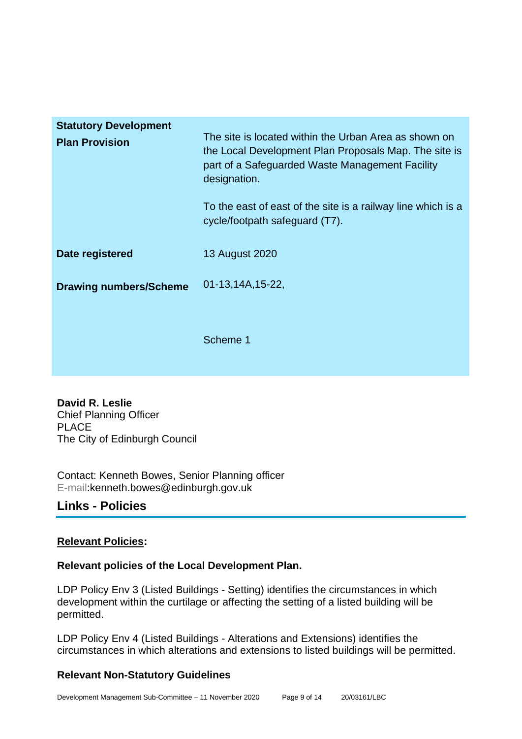| | |
|---|---|
| **Statistory Development Plan Provision** | The site is located within the Urban Area as shown on the Local Development Plan Proposals Map. The site is part of a Safeguarded Waste Management Facility designation.<br><br>To the east of east of the site is a railway line which is a cycle/footpath safeguard (T7). |
| **Date registered** | 13 August 2020 |
| **Drawing numbers/Scheme** | 01-13,14A,15-22,<br><br>Scheme 1 |

**David R. Leslie**
Chief Planning Officer
PLACE
The City of Edinburgh Council

Contact: Kenneth Bowes, Senior Planning officer
E-mail:kenneth.bowes@edinburgh.gov.uk

## Links - Policies

**Relevant Policies:**

**Relevant policies of the Local Development Plan.**

LDP Policy Env 3 (Listed Buildings - Setting) identifies the circumstances in which development within the curtilage or affecting the setting of a listed building will be permitted.

LDP Policy Env 4 (Listed Buildings - Alterations and Extensions) identifies the circumstances in which alterations and extensions to listed buildings will be permitted.

**Relevant Non-Statutory Guidelines**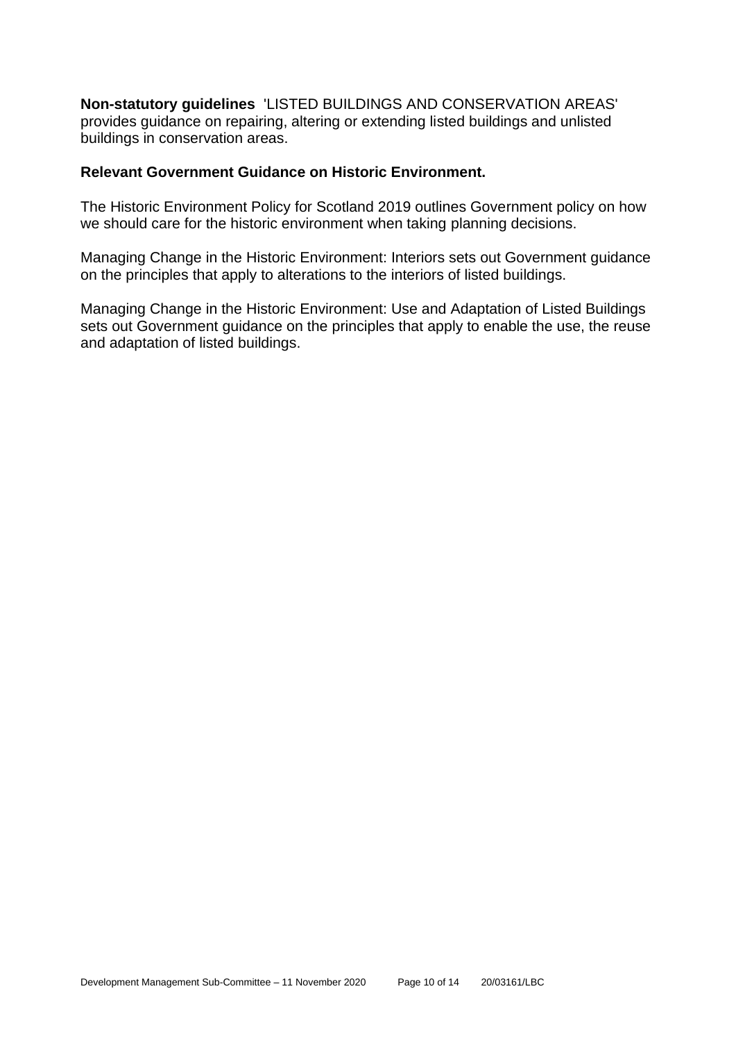**Non-statutory guidelines** 'LISTED BUILDINGS AND CONSERVATION AREAS' provides guidance on repairing, altering or extending listed buildings and unlisted buildings in conservation areas.

**Relevant Government Guidance on Historic Environment.**

The Historic Environment Policy for Scotland 2019 outlines Government policy on how we should care for the historic environment when taking planning decisions.

Managing Change in the Historic Environment: Interiors sets out Government guidance on the principles that apply to alterations to the interiors of listed buildings.

Managing Change in the Historic Environment: Use and Adaptation of Listed Buildings sets out Government guidance on the principles that apply to enable the use, the reuse and adaptation of listed buildings.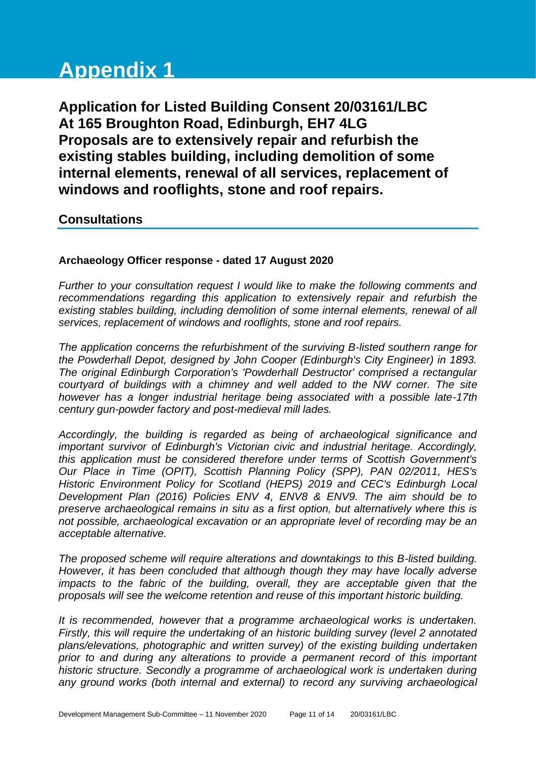# Appendix 1

**Application for Listed Building Consent 20/03161/LBC**
**At 165 Broughton Road, Edinburgh, EH7 4LG**
**Proposals are to extensively repair and refurbish the existing stables building, including demolition of some internal elements, renewal of all services, replacement of windows and rooflights, stone and roof repairs.**

## Consultations

**Archaeology Officer response - dated 17 August 2020**

*Further to your consultation request I would like to make the following comments and recommendations regarding this application to extensively repair and refurbish the existing stables building, including demolition of some internal elements, renewal of all services, replacement of windows and rooflights, stone and roof repairs.*

*The application concerns the refurbishment of the surviving B-listed southern range for the Powderhall Depot, designed by John Cooper (Edinburgh's City Engineer) in 1893. The original Edinburgh Corporation's 'Powderhall Destructor' comprised a rectangular courtyard of buildings with a chimney and well added to the NW corner. The site however has a longer industrial heritage being associated with a possible late-17th century gun-powder factory and post-medieval mill lades.*

*Accordingly, the building is regarded as being of archaeological significance and important survivor of Edinburgh's Victorian civic and industrial heritage. Accordingly, this application must be considered therefore under terms of Scottish Government's Our Place in Time (OPIT), Scottish Planning Policy (SPP), PAN 02/2011, HES's Historic Environment Policy for Scotland (HEPS) 2019 and CEC's Edinburgh Local Development Plan (2016) Policies ENV 4, ENV8 & ENV9. The aim should be to preserve archaeological remains in situ as a first option, but alternatively where this is not possible, archaeological excavation or an appropriate level of recording may be an acceptable alternative.*

*The proposed scheme will require alterations and downtakings to this B-listed building. However, it has been concluded that although though they may have locally adverse impacts to the fabric of the building, overall, they are acceptable given that the proposals will see the welcome retention and reuse of this important historic building.*

*It is recommended, however that a programme archaeological works is undertaken. Firstly, this will require the undertaking of an historic building survey (level 2 annotated plans/elevations, photographic and written survey) of the existing building undertaken prior to and during any alterations to provide a permanent record of this important historic structure. Secondly a programme of archaeological work is undertaken during any ground works (both internal and external) to record any surviving archaeological*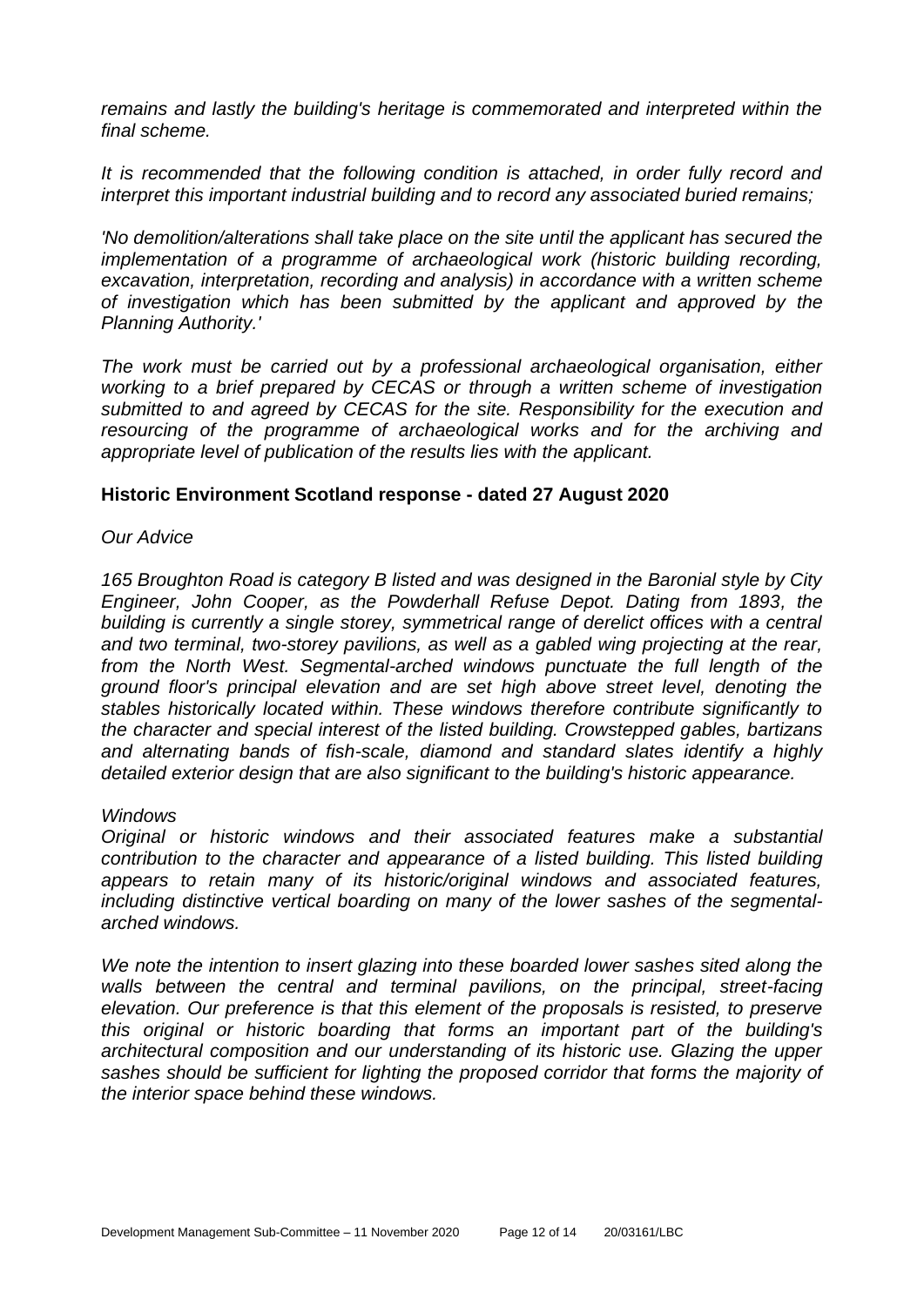*remains and lastly the building's heritage is commemorated and interpreted within the final scheme.*

*It is recommended that the following condition is attached, in order fully record and interpret this important industrial building and to record any associated buried remains;*

*'No demolition/alterations shall take place on the site until the applicant has secured the implementation of a programme of archaeological work (historic building recording, excavation, interpretation, recording and analysis) in accordance with a written scheme of investigation which has been submitted by the applicant and approved by the Planning Authority.'*

*The work must be carried out by a professional archaeological organisation, either working to a brief prepared by CECAS or through a written scheme of investigation submitted to and agreed by CECAS for the site. Responsibility for the execution and resourcing of the programme of archaeological works and for the archiving and appropriate level of publication of the results lies with the applicant.*

## Historic Environment Scotland response - dated 27 August 2020

*Our Advice*

*165 Broughton Road is category B listed and was designed in the Baronial style by City Engineer, John Cooper, as the Powderhall Refuse Depot. Dating from 1893, the building is currently a single storey, symmetrical range of derelict offices with a central and two terminal, two-storey pavilions, as well as a gabled wing projecting at the rear, from the North West. Segmental-arched windows punctuate the full length of the ground floor's principal elevation and are set high above street level, denoting the stables historically located within. These windows therefore contribute significantly to the character and special interest of the listed building. Crowstepped gables, bartizans and alternating bands of fish-scale, diamond and standard slates identify a highly detailed exterior design that are also significant to the building's historic appearance.*

*Windows*
*Original or historic windows and their associated features make a substantial contribution to the character and appearance of a listed building. This listed building appears to retain many of its historic/original windows and associated features, including distinctive vertical boarding on many of the lower sashes of the segmental-arched windows.*

*We note the intention to insert glazing into these boarded lower sashes sited along the walls between the central and terminal pavilions, on the principal, street-facing elevation. Our preference is that this element of the proposals is resisted, to preserve this original or historic boarding that forms an important part of the building's architectural composition and our understanding of its historic use. Glazing the upper sashes should be sufficient for lighting the proposed corridor that forms the majority of the interior space behind these windows.*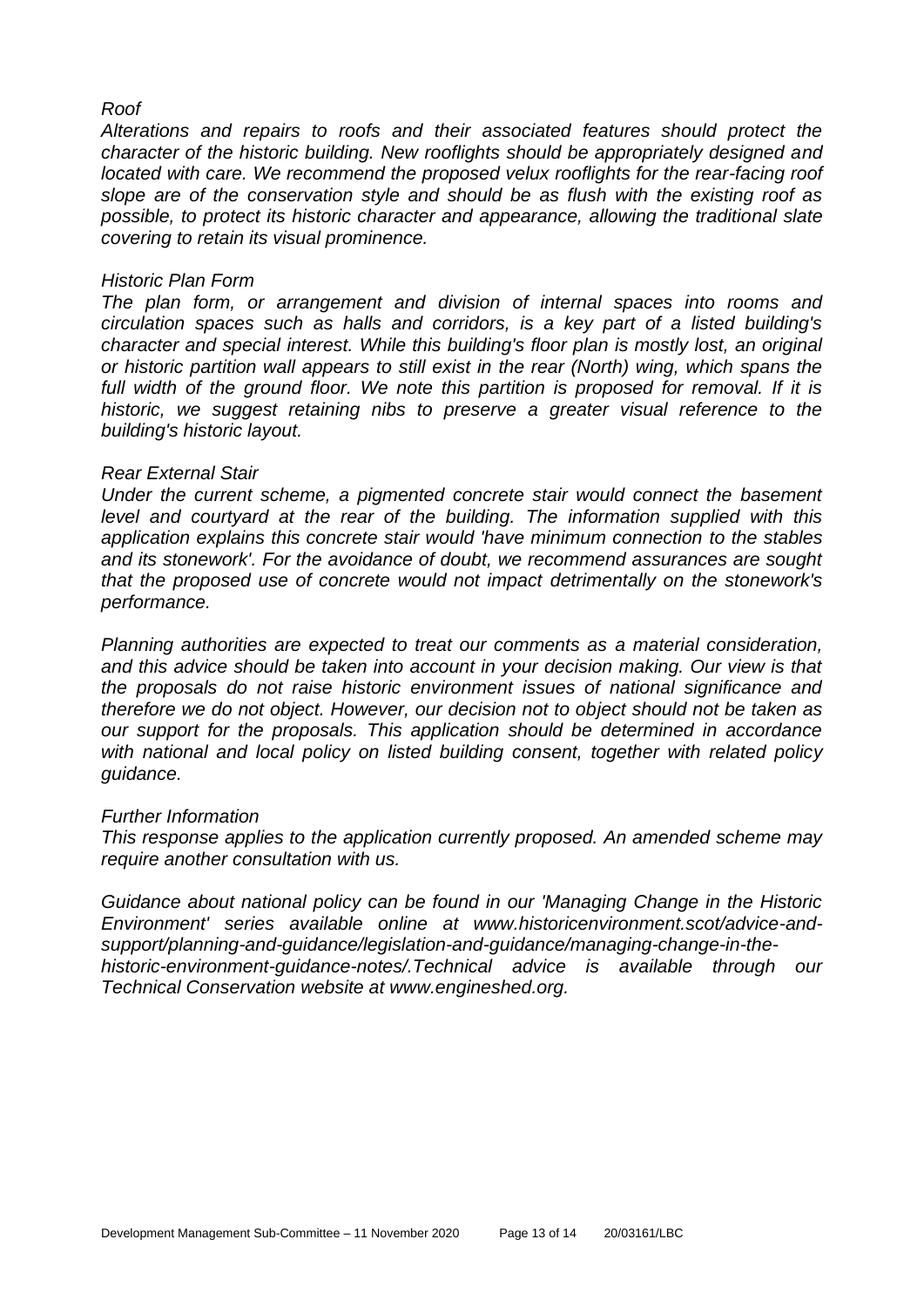*Roof*

*Alterations and repairs to roofs and their associated features should protect the character of the historic building. New rooflights should be appropriately designed and located with care. We recommend the proposed velux rooflights for the rear-facing roof slope are of the conservation style and should be as flush with the existing roof as possible, to protect its historic character and appearance, allowing the traditional slate covering to retain its visual prominence.*

*Historic Plan Form*

*The plan form, or arrangement and division of internal spaces into rooms and circulation spaces such as halls and corridors, is a key part of a listed building's character and special interest. While this building's floor plan is mostly lost, an original or historic partition wall appears to still exist in the rear (North) wing, which spans the full width of the ground floor. We note this partition is proposed for removal. If it is historic, we suggest retaining nibs to preserve a greater visual reference to the building's historic layout.*

*Rear External Stair*

*Under the current scheme, a pigmented concrete stair would connect the basement level and courtyard at the rear of the building. The information supplied with this application explains this concrete stair would 'have minimum connection to the stables and its stonework'. For the avoidance of doubt, we recommend assurances are sought that the proposed use of concrete would not impact detrimentally on the stonework's performance.*

*Planning authorities are expected to treat our comments as a material consideration, and this advice should be taken into account in your decision making. Our view is that the proposals do not raise historic environment issues of national significance and therefore we do not object. However, our decision not to object should not be taken as our support for the proposals. This application should be determined in accordance with national and local policy on listed building consent, together with related policy guidance.*

*Further Information*

*This response applies to the application currently proposed. An amended scheme may require another consultation with us.*

*Guidance about national policy can be found in our 'Managing Change in the Historic Environment' series available online at www.historicenvironment.scot/advice-and-support/planning-and-guidance/legislation-and-guidance/managing-change-in-the-historic-environment-guidance-notes/.Technical advice is available through our Technical Conservation website at www.engineshed.org.*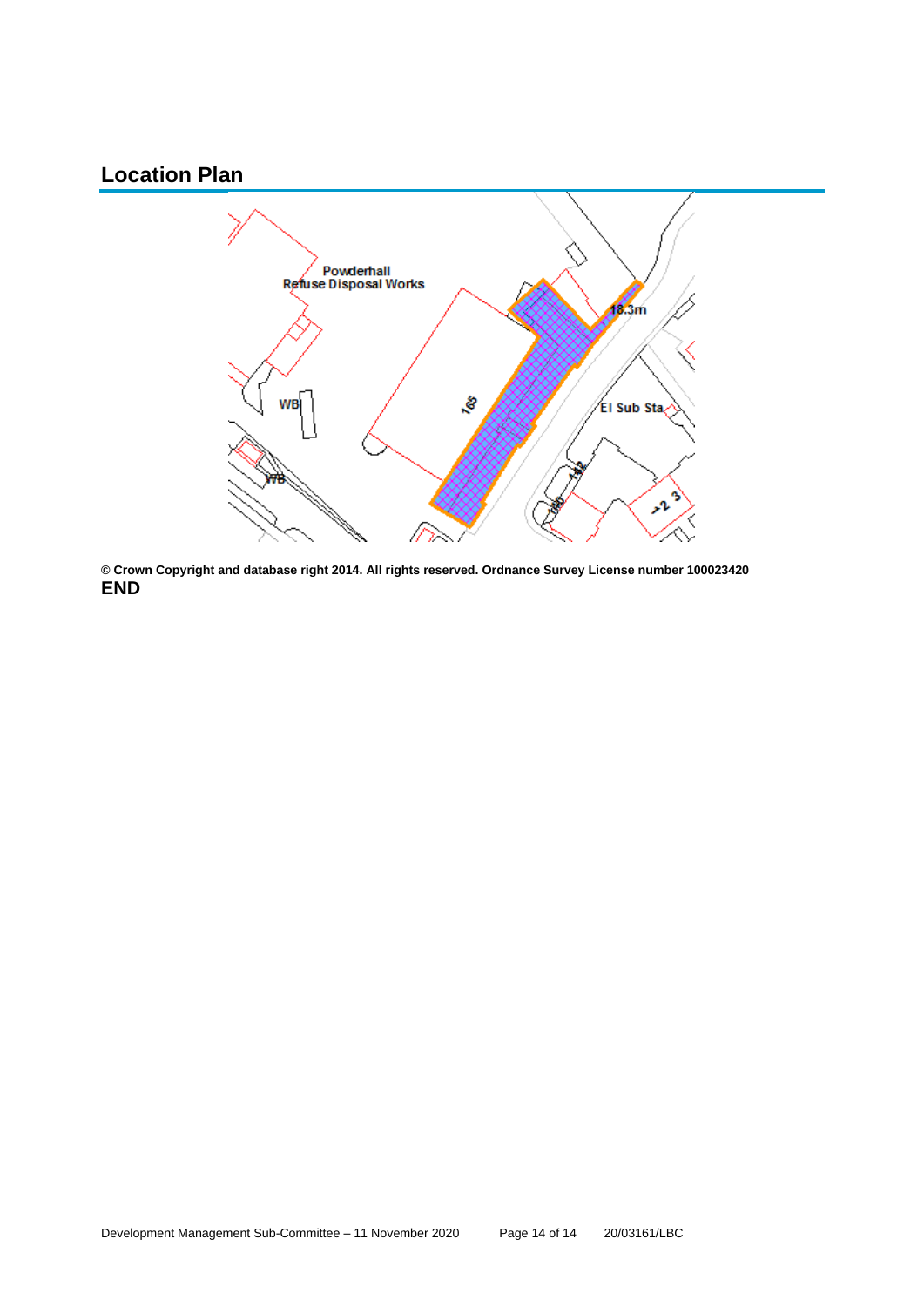## Location Plan

Powderhall
Refuse Disposal Works

18.3m

165

WB

WB

El Sub Sta

142

140

2

3

**© Crown Copyright and database right 2014. All rights reserved. Ordnance Survey License number 100023420**

**END**